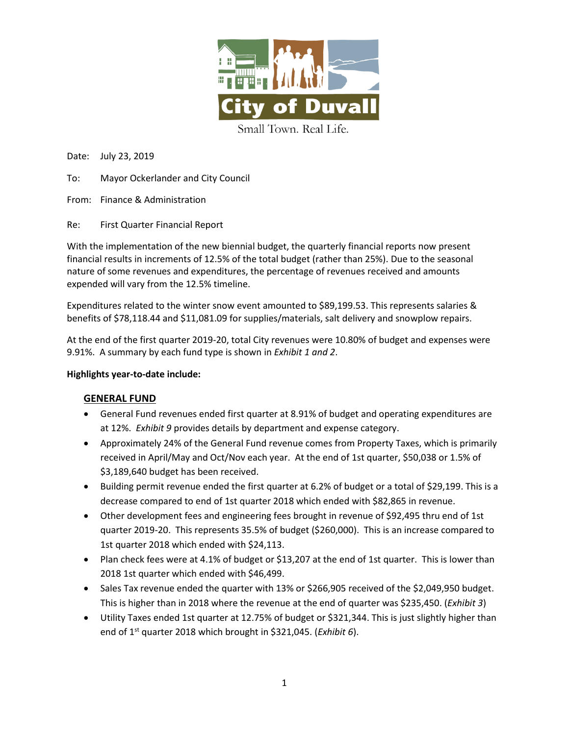City of Duvall

Small Town. Real Life.

Date: July 23, 2019

To: Mayor Ockerlander and City Council

From: Finance & Administration

Re: First Quarter Financial Report

With the implementation of the new biennial budget, the quarterly financial reports now present financial results in increments of 12.5% of the total budget (rather than 25%). Due to the seasonal nature of some revenues and expenditures, the percentage of revenues received and amounts expended will vary from the 12.5% timeline.

Expenditures related to the winter snow event amounted to $89,199.53. This represents salaries & benefits of $78,118.44 and $11,081.09 for supplies/materials, salt delivery and snowplow repairs.

At the end of the first quarter 2019-20, total City revenues were 10.80% of budget and expenses were 9.91%. A summary by each fund type is shown in *Exhibit 1 and 2*.

**Highlights year-to-date include:**

## GENERAL FUND

- General Fund revenues ended first quarter at 8.91% of budget and operating expenditures are at 12%. *Exhibit 9* provides details by department and expense category.
- Approximately 24% of the General Fund revenue comes from Property Taxes, which is primarily received in April/May and Oct/Nov each year. At the end of 1st quarter, $50,038 or 1.5% of $3,189,640 budget has been received.
- Building permit revenue ended the first quarter at 6.2% of budget or a total of $29,199. This is a decrease compared to end of 1st quarter 2018 which ended with $82,865 in revenue.
- Other development fees and engineering fees brought in revenue of $92,495 thru end of 1st quarter 2019-20. This represents 35.5% of budget ($260,000). This is an increase compared to 1st quarter 2018 which ended with $24,113.
- Plan check fees were at 4.1% of budget or $13,207 at the end of 1st quarter. This is lower than 2018 1st quarter which ended with $46,499.
- Sales Tax revenue ended the quarter with 13% or $266,905 received of the $2,049,950 budget. This is higher than in 2018 where the revenue at the end of quarter was $235,450. (*Exhibit 3*)
- Utility Taxes ended 1st quarter at 12.75% of budget or $321,344. This is just slightly higher than end of 1st quarter 2018 which brought in $321,045. (*Exhibit 6*).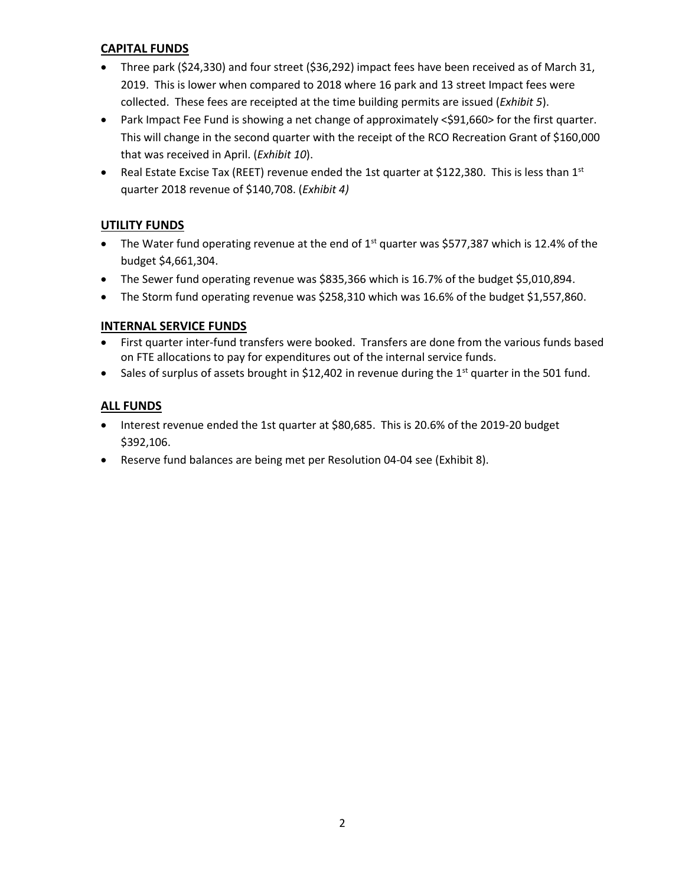## CAPITAL FUNDS

- Three park ($24,330) and four street ($36,292) impact fees have been received as of March 31, 2019. This is lower when compared to 2018 where 16 park and 13 street Impact fees were collected. These fees are receipted at the time building permits are issued (*Exhibit 5*).
- Park Impact Fee Fund is showing a net change of approximately <$91,660> for the first quarter. This will change in the second quarter with the receipt of the RCO Recreation Grant of $160,000 that was received in April. (*Exhibit 10*).
- Real Estate Excise Tax (REET) revenue ended the 1st quarter at $122,380. This is less than 1st quarter 2018 revenue of $140,708. (*Exhibit 4)*

## UTILITY FUNDS

- The Water fund operating revenue at the end of 1st quarter was $577,387 which is 12.4% of the budget $4,661,304.
- The Sewer fund operating revenue was $835,366 which is 16.7% of the budget $5,010,894.
- The Storm fund operating revenue was $258,310 which was 16.6% of the budget $1,557,860.

## INTERNAL SERVICE FUNDS

- First quarter inter-fund transfers were booked. Transfers are done from the various funds based on FTE allocations to pay for expenditures out of the internal service funds.
- Sales of surplus of assets brought in $12,402 in revenue during the 1st quarter in the 501 fund.

## ALL FUNDS

- Interest revenue ended the 1st quarter at $80,685. This is 20.6% of the 2019-20 budget $392,106.
- Reserve fund balances are being met per Resolution 04-04 see (Exhibit 8).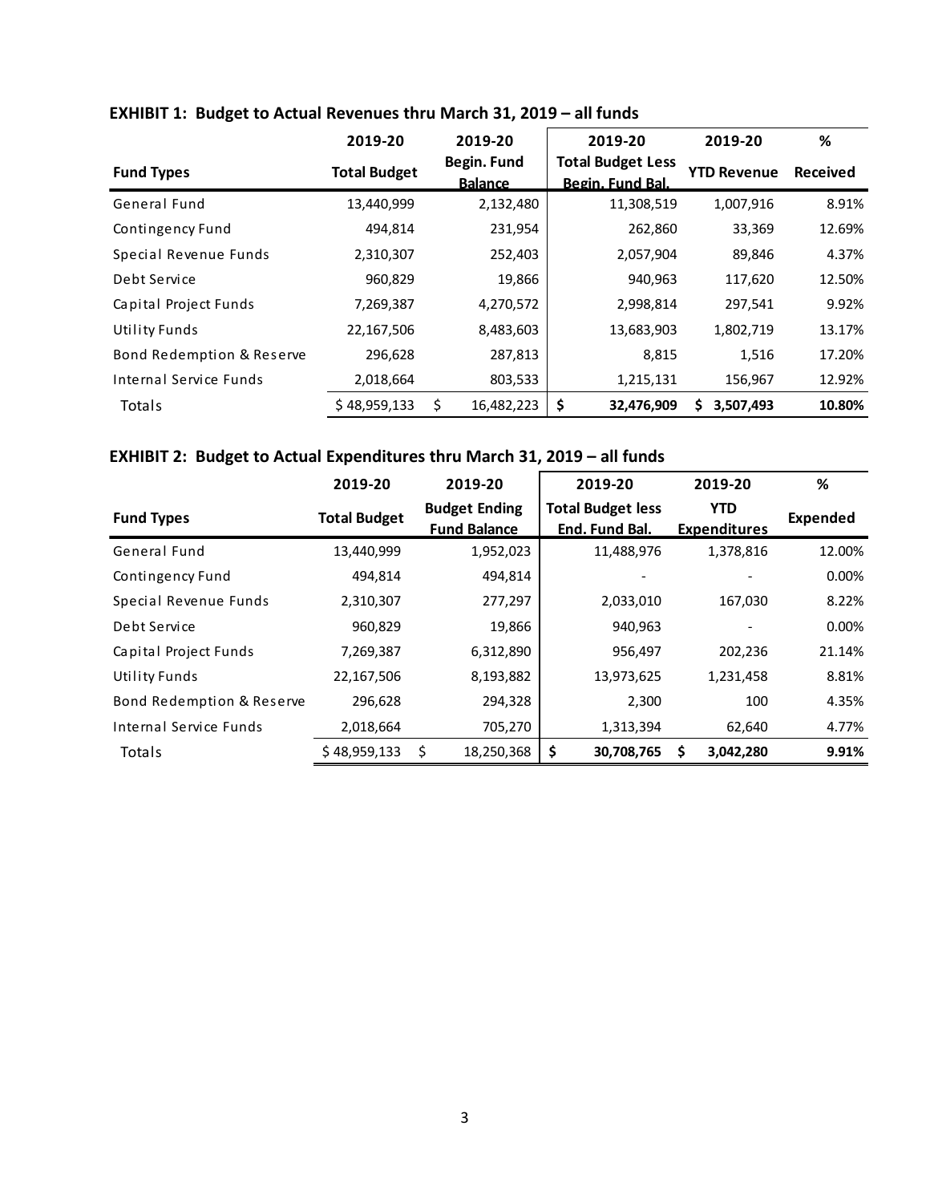**EXHIBIT 1: Budget to Actual Revenues thru March 31, 2019 – all funds**

| Fund Types | 2019-20 Total Budget | 2019-20 Begin. Fund Balance | 2019-20 Total Budget Less Begin. Fund Bal. | 2019-20 YTD Revenue | % Received |
|---|---|---|---|---|---|
| General Fund | 13,440,999 | 2,132,480 | 11,308,519 | 1,007,916 | 8.91% |
| Contingency Fund | 494,814 | 231,954 | 262,860 | 33,369 | 12.69% |
| Special Revenue Funds | 2,310,307 | 252,403 | 2,057,904 | 89,846 | 4.37% |
| Debt Service | 960,829 | 19,866 | 940,963 | 117,620 | 12.50% |
| Capital Project Funds | 7,269,387 | 4,270,572 | 2,998,814 | 297,541 | 9.92% |
| Utility Funds | 22,167,506 | 8,483,603 | 13,683,903 | 1,802,719 | 13.17% |
| Bond Redemption & Reserve | 296,628 | 287,813 | 8,815 | 1,516 | 17.20% |
| Internal Service Funds | 2,018,664 | 803,533 | 1,215,131 | 156,967 | 12.92% |
| Totals | $ 48,959,133 | $ 16,482,223 | **$ 32,476,909** | **$ 3,507,493** | **10.80%** |

**EXHIBIT 2: Budget to Actual Expenditures thru March 31, 2019 – all funds**

| Fund Types | 2019-20 Total Budget | 2019-20 Budget Ending Fund Balance | 2019-20 Total Budget less End. Fund Bal. | 2019-20 YTD Expenditures | % Expended |
|---|---|---|---|---|---|
| General Fund | 13,440,999 | 1,952,023 | 11,488,976 | 1,378,816 | 12.00% |
| Contingency Fund | 494,814 | 494,814 | - | - | 0.00% |
| Special Revenue Funds | 2,310,307 | 277,297 | 2,033,010 | 167,030 | 8.22% |
| Debt Service | 960,829 | 19,866 | 940,963 | - | 0.00% |
| Capital Project Funds | 7,269,387 | 6,312,890 | 956,497 | 202,236 | 21.14% |
| Utility Funds | 22,167,506 | 8,193,882 | 13,973,625 | 1,231,458 | 8.81% |
| Bond Redemption & Reserve | 296,628 | 294,328 | 2,300 | 100 | 4.35% |
| Internal Service Funds | 2,018,664 | 705,270 | 1,313,394 | 62,640 | 4.77% |
| Totals | $ 48,959,133 | $ 18,250,368 | **$ 30,708,765** | **$ 3,042,280** | **9.91%** |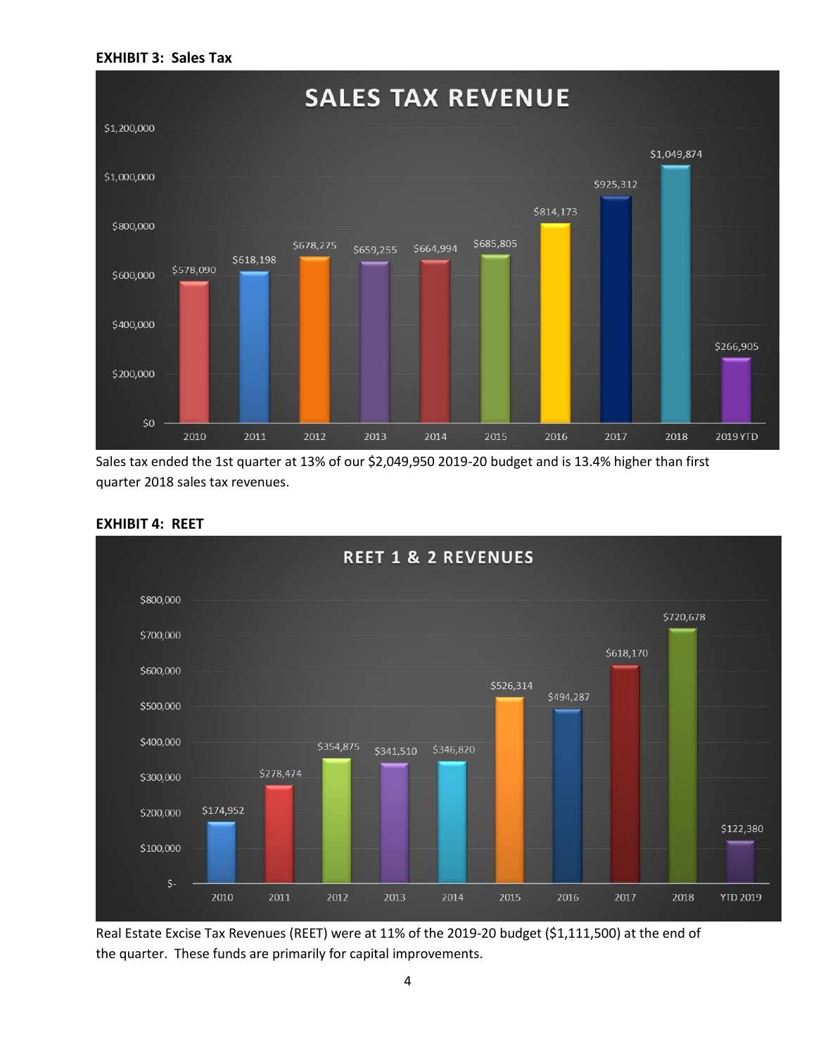**EXHIBIT 3: Sales Tax**

**SALES TAX REVENUE**

| Year | Sales Tax Revenue |
|---|---|
| 2010 | $578,090 |
| 2011 | $618,198 |
| 2012 | $678,275 |
| 2013 | $659,255 |
| 2014 | $664,994 |
| 2015 | $685,805 |
| 2016 | $814,173 |
| 2017 | $925,312 |
| 2018 | $1,049,874 |
| 2019 YTD | $266,905 |

Sales tax ended the 1st quarter at 13% of our $2,049,950 2019-20 budget and is 13.4% higher than first quarter 2018 sales tax revenues.

**EXHIBIT 4: REET**

**REET 1 & 2 REVENUES**

| Year | REET 1 & 2 Revenues |
|---|---|
| 2010 | $174,952 |
| 2011 | $278,474 |
| 2012 | $354,875 |
| 2013 | $341,510 |
| 2014 | $346,820 |
| 2015 | $526,314 |
| 2016 | $494,287 |
| 2017 | $618,170 |
| 2018 | $720,678 |
| YTD 2019 | $122,380 |

Real Estate Excise Tax Revenues (REET) were at 11% of the 2019-20 budget ($1,111,500) at the end of the quarter. These funds are primarily for capital improvements.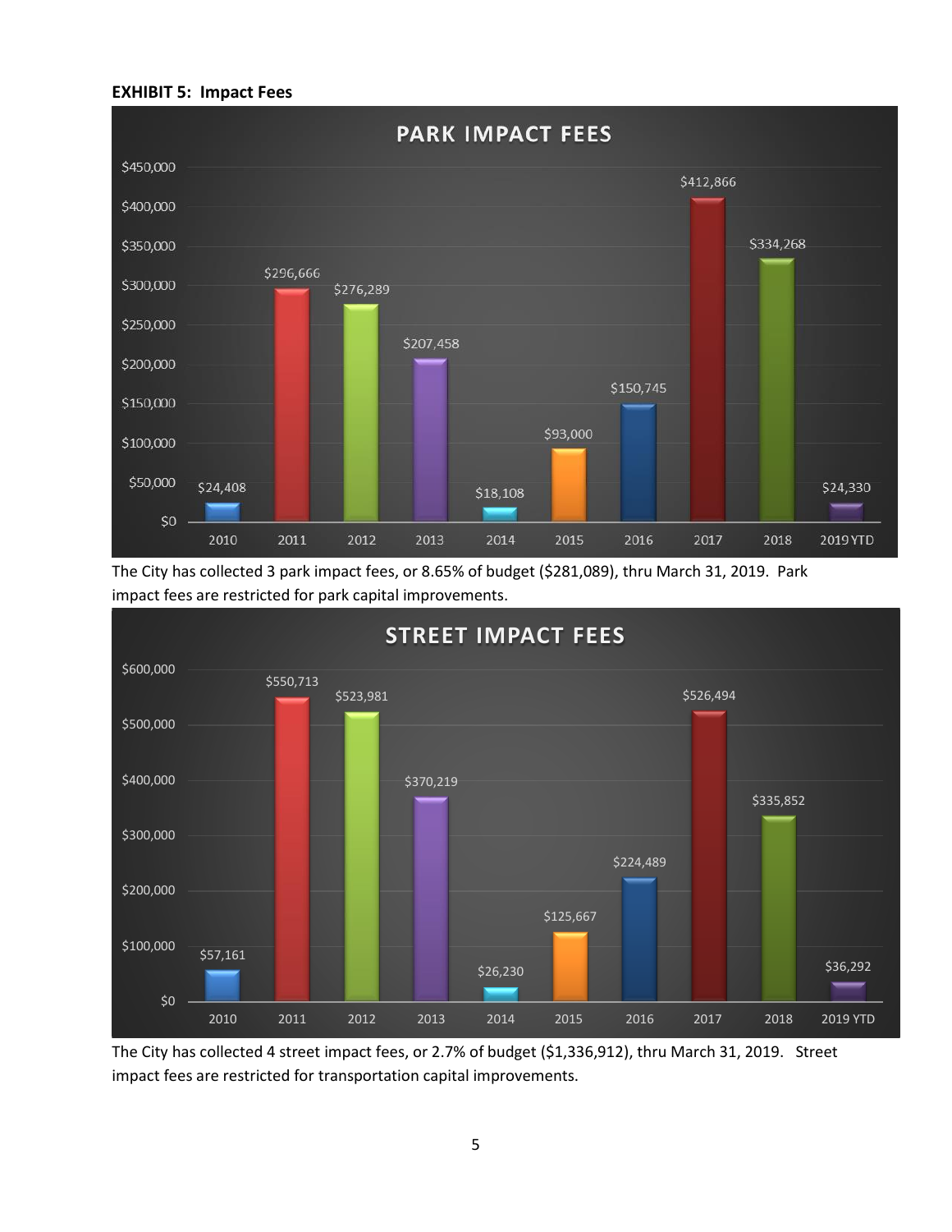**EXHIBIT 5: Impact Fees**

**PARK IMPACT FEES**

| Year | Park Impact Fees |
| --- | --- |
| 2010 | $24,408 |
| 2011 | $296,666 |
| 2012 | $276,289 |
| 2013 | $207,458 |
| 2014 | $18,108 |
| 2015 | $93,000 |
| 2016 | $150,745 |
| 2017 | $412,866 |
| 2018 | $334,268 |
| 2019 YTD | $24,330 |

The City has collected 3 park impact fees, or 8.65% of budget ($281,089), thru March 31, 2019. Park impact fees are restricted for park capital improvements.

**STREET IMPACT FEES**

| Year | Street Impact Fees |
| --- | --- |
| 2010 | $57,161 |
| 2011 | $550,713 |
| 2012 | $523,981 |
| 2013 | $370,219 |
| 2014 | $26,230 |
| 2015 | $125,667 |
| 2016 | $224,489 |
| 2017 | $526,494 |
| 2018 | $335,852 |
| 2019 YTD | $36,292 |

The City has collected 4 street impact fees, or 2.7% of budget ($1,336,912), thru March 31, 2019. Street impact fees are restricted for transportation capital improvements.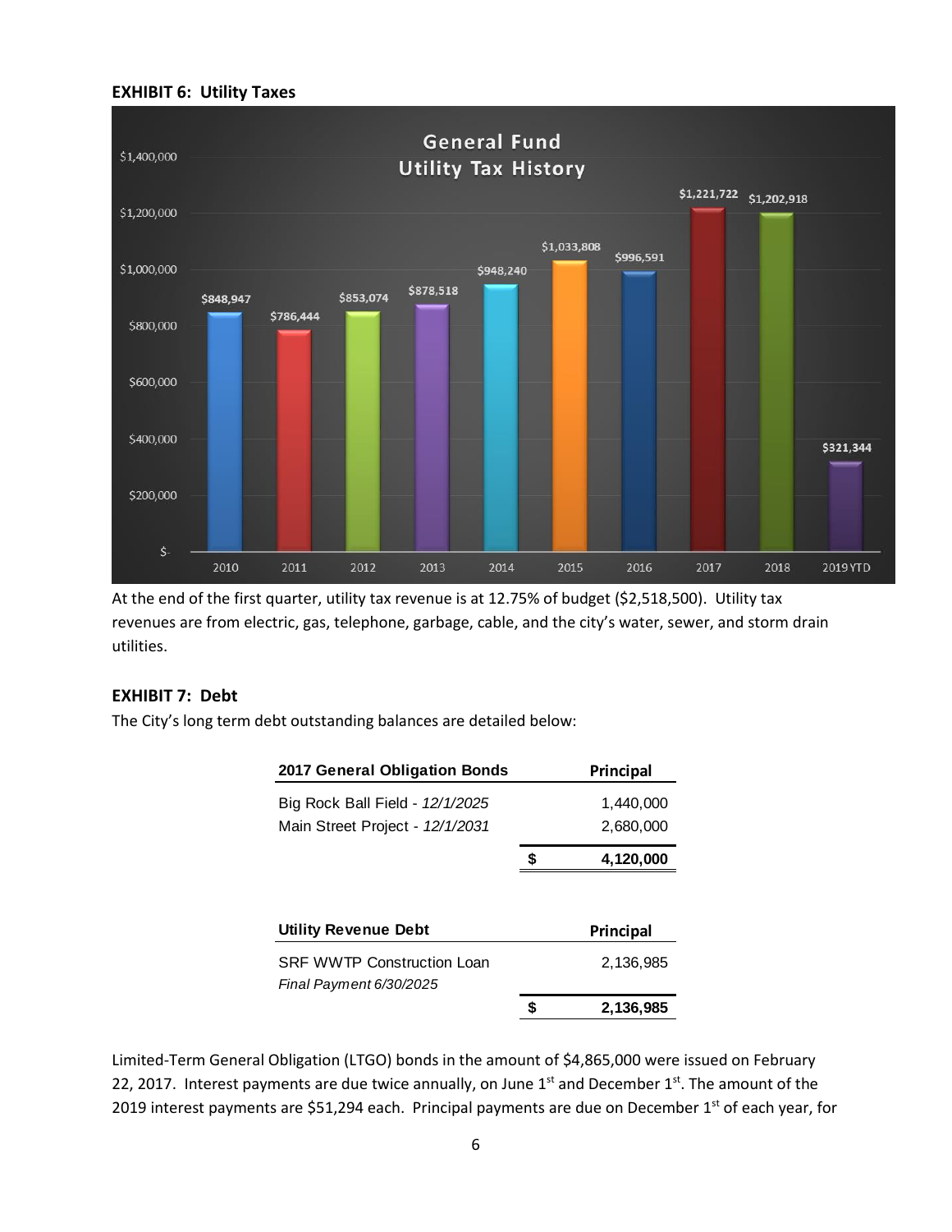**EXHIBIT 6: Utility Taxes**

**General Fund Utility Tax History**

| Year | Utility Tax |
|---|---|
| 2010 | $848,947 |
| 2011 | $786,444 |
| 2012 | $853,074 |
| 2013 | $878,518 |
| 2014 | $948,240 |
| 2015 | $1,033,808 |
| 2016 | $996,591 |
| 2017 | $1,221,722 |
| 2018 | $1,202,918 |
| 2019 YTD | $321,344 |

At the end of the first quarter, utility tax revenue is at 12.75% of budget ($2,518,500). Utility tax revenues are from electric, gas, telephone, garbage, cable, and the city's water, sewer, and storm drain utilities.

**EXHIBIT 7: Debt**

The City's long term debt outstanding balances are detailed below:

| 2017 General Obligation Bonds | | Principal |
|---|---|---|
| Big Rock Ball Field - *12/1/2025* | | 1,440,000 |
| Main Street Project - *12/1/2031* | | 2,680,000 |
| | **$** | **4,120,000** |

| Utility Revenue Debt | | Principal |
|---|---|---|
| SRF WWTP Construction Loan *Final Payment 6/30/2025* | | 2,136,985 |
| | **$** | **2,136,985** |

Limited-Term General Obligation (LTGO) bonds in the amount of $4,865,000 were issued on February 22, 2017. Interest payments are due twice annually, on June 1st and December 1st. The amount of the 2019 interest payments are $51,294 each. Principal payments are due on December 1st of each year, for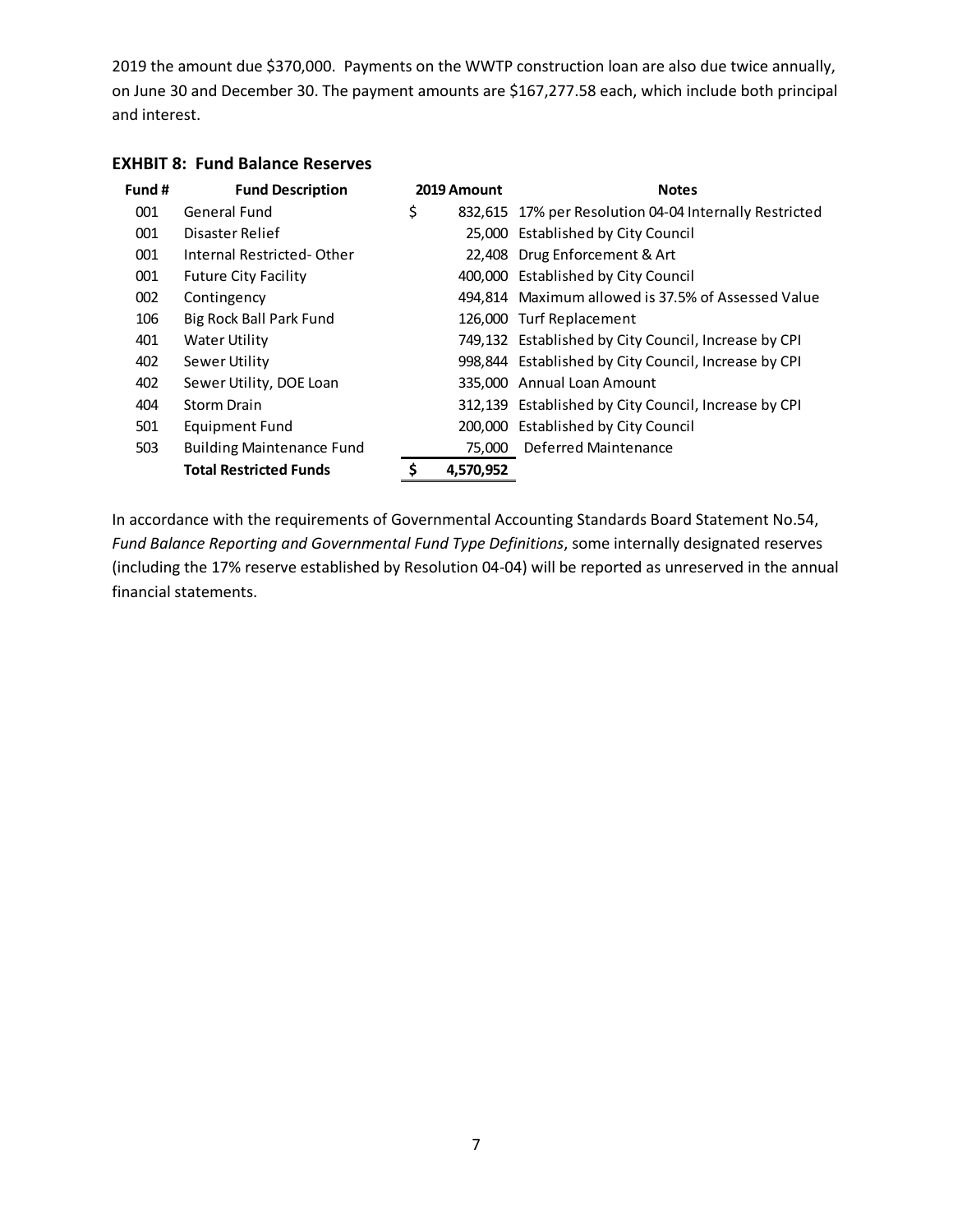2019 the amount due $370,000. Payments on the WWTP construction loan are also due twice annually, on June 30 and December 30. The payment amounts are $167,277.58 each, which include both principal and interest.

### EXHBIT 8: Fund Balance Reserves

| Fund # | Fund Description | 2019 Amount | Notes |
|---|---|---|---|
| 001 | General Fund | $ 832,615 | 17% per Resolution 04-04 Internally Restricted |
| 001 | Disaster Relief | 25,000 | Established by City Council |
| 001 | Internal Restricted- Other | 22,408 | Drug Enforcement & Art |
| 001 | Future City Facility | 400,000 | Established by City Council |
| 002 | Contingency | 494,814 | Maximum allowed is 37.5% of Assessed Value |
| 106 | Big Rock Ball Park Fund | 126,000 | Turf Replacement |
| 401 | Water Utility | 749,132 | Established by City Council, Increase by CPI |
| 402 | Sewer Utility | 998,844 | Established by City Council, Increase by CPI |
| 402 | Sewer Utility, DOE Loan | 335,000 | Annual Loan Amount |
| 404 | Storm Drain | 312,139 | Established by City Council, Increase by CPI |
| 501 | Equipment Fund | 200,000 | Established by City Council |
| 503 | Building Maintenance Fund | 75,000 | Deferred Maintenance |
| | **Total Restricted Funds** | **$ 4,570,952** | |

In accordance with the requirements of Governmental Accounting Standards Board Statement No.54, *Fund Balance Reporting and Governmental Fund Type Definitions*, some internally designated reserves (including the 17% reserve established by Resolution 04-04) will be reported as unreserved in the annual financial statements.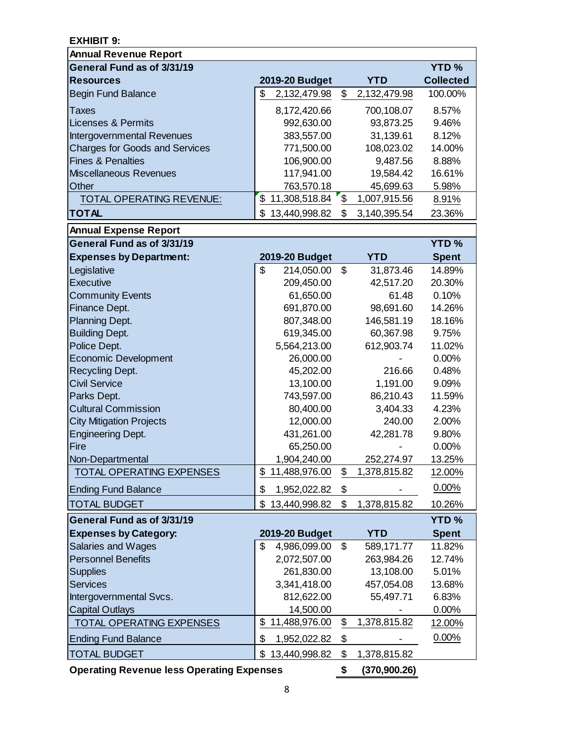**EXHIBIT 9:**

| Annual Revenue Report | | | |
|---|---|---|---|
| **General Fund as of 3/31/19** | | | **YTD %** |
| **Resources** | **2019-20 Budget** | **YTD** | **Collected** |
| Begin Fund Balance | $ 2,132,479.98 | $ 2,132,479.98 | 100.00% |
| Taxes | 8,172,420.66 | 700,108.07 | 8.57% |
| Licenses & Permits | 992,630.00 | 93,873.25 | 9.46% |
| Intergovernmental Revenues | 383,557.00 | 31,139.61 | 8.12% |
| Charges for Goods and Services | 771,500.00 | 108,023.02 | 14.00% |
| Fines & Penalties | 106,900.00 | 9,487.56 | 8.88% |
| Miscellaneous Revenues | 117,941.00 | 19,584.42 | 16.61% |
| Other | 763,570.18 | 45,699.63 | 5.98% |
| TOTAL OPERATING REVENUE: | $ 11,308,518.84 | $ 1,007,915.56 | 8.91% |
| **TOTAL** | $ 13,440,998.82 | $ 3,140,395.54 | 23.36% |

| Annual Expense Report | | | |
|---|---|---|---|
| **General Fund as of 3/31/19** | | | **YTD %** |
| **Expenses by Department:** | **2019-20 Budget** | **YTD** | **Spent** |
| Legislative | $ 214,050.00 | $ 31,873.46 | 14.89% |
| Executive | 209,450.00 | 42,517.20 | 20.30% |
| Community Events | 61,650.00 | 61.48 | 0.10% |
| Finance Dept. | 691,870.00 | 98,691.60 | 14.26% |
| Planning Dept. | 807,348.00 | 146,581.19 | 18.16% |
| Building Dept. | 619,345.00 | 60,367.98 | 9.75% |
| Police Dept. | 5,564,213.00 | 612,903.74 | 11.02% |
| Economic Development | 26,000.00 | - | 0.00% |
| Recycling Dept. | 45,202.00 | 216.66 | 0.48% |
| Civil Service | 13,100.00 | 1,191.00 | 9.09% |
| Parks Dept. | 743,597.00 | 86,210.43 | 11.59% |
| Cultural Commission | 80,400.00 | 3,404.33 | 4.23% |
| City Mitigation Projects | 12,000.00 | 240.00 | 2.00% |
| Engineering Dept. | 431,261.00 | 42,281.78 | 9.80% |
| Fire | 65,250.00 | - | 0.00% |
| Non-Departmental | 1,904,240.00 | 252,274.97 | 13.25% |
| TOTAL OPERATING EXPENSES | $ 11,488,976.00 | $ 1,378,815.82 | 12.00% |
| Ending Fund Balance | $ 1,952,022.82 | $ - | 0.00% |
| TOTAL BUDGET | $ 13,440,998.82 | $ 1,378,815.82 | 10.26% |

| General Fund as of 3/31/19 | | | YTD % |
|---|---|---|---|
| **Expenses by Category:** | **2019-20 Budget** | **YTD** | **Spent** |
| Salaries and Wages | $ 4,986,099.00 | $ 589,171.77 | 11.82% |
| Personnel Benefits | 2,072,507.00 | 263,984.26 | 12.74% |
| Supplies | 261,830.00 | 13,108.00 | 5.01% |
| Services | 3,341,418.00 | 457,054.08 | 13.68% |
| Intergovernmental Svcs. | 812,622.00 | 55,497.71 | 6.83% |
| Capital Outlays | 14,500.00 | - | 0.00% |
| TOTAL OPERATING EXPENSES | $ 11,488,976.00 | $ 1,378,815.82 | 12.00% |
| Ending Fund Balance | $ 1,952,022.82 | $ - | 0.00% |
| TOTAL BUDGET | $ 13,440,998.82 | $ 1,378,815.82 | |

**Operating Revenue less Operating Expenses** **$ (370,900.26)**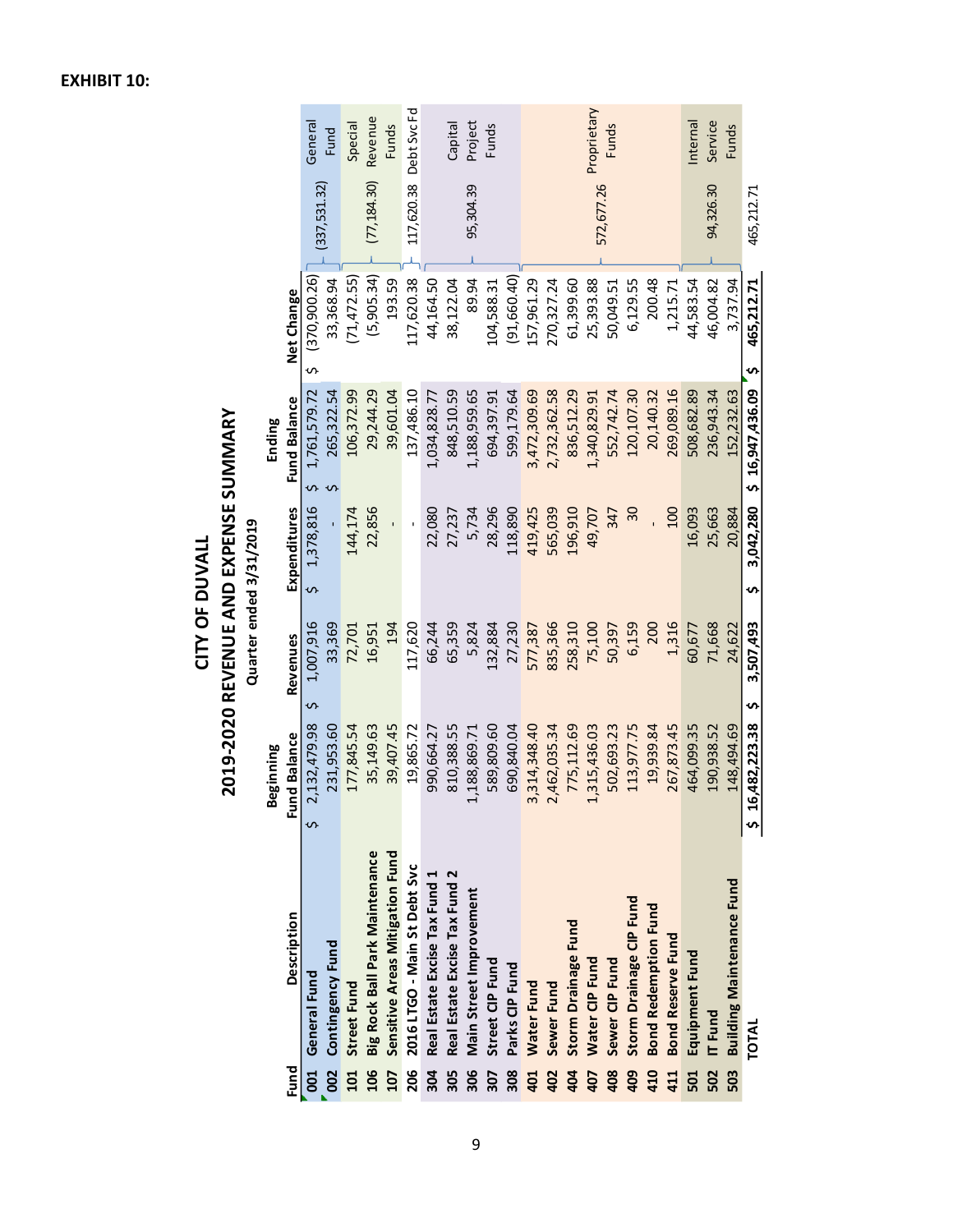**EXHIBIT 10:**

# CITY OF DUVALL

## 2019-2020 REVENUE AND EXPENSE SUMMARY

Quarter ended 3/31/2019

| Fund | Description | Beginning Fund Balance | Revenues | Expenditures | Ending Fund Balance | Net Change | | |
|---|---|---|---|---|---|---|---|---|
| 001 | General Fund | $ 2,132,479.98 | $ 1,007,916 | $ 1,378,816 | $ 1,761,579.72 | $ (370,900.26) | (337,531.32) | General Fund |
| 002 | Contingency Fund | 231,953.60 | 33,369 | - | $ 265,322.54 | 33,368.94 | | |
| 101 | Street Fund | 177,845.54 | 72,701 | 144,174 | 106,372.99 | (71,472.55) | (77,184.30) | Special Revenue Funds |
| 106 | Big Rock Ball Park Maintenance | 35,149.63 | 16,951 | 22,856 | 29,244.29 | (5,905.34) | | |
| 107 | Sensitive Areas Mitigation Fund | 39,407.45 | 194 | - | 39,601.04 | 193.59 | | |
| 206 | 2016 LTGO - Main St Debt Svc | 19,865.72 | 117,620 | - | 137,486.10 | 117,620.38 | 117,620.38 | Debt Svc Fd |
| 304 | Real Estate Excise Tax Fund 1 | 990,664.27 | 66,244 | 22,080 | 1,034,828.77 | 44,164.50 | 95,304.39 | Capital Project Funds |
| 305 | Real Estate Excise Tax Fund 2 | 810,388.55 | 65,359 | 27,237 | 848,510.59 | 38,122.04 | | |
| 306 | Main Street Improvement | 1,188,869.71 | 5,824 | 5,734 | 1,188,959.65 | 89.94 | | |
| 307 | Street CIP Fund | 589,809.60 | 132,884 | 28,296 | 694,397.91 | 104,588.31 | | |
| 308 | Parks CIP Fund | 690,840.04 | 27,230 | 118,890 | 599,179.64 | (91,660.40) | | |
| 401 | Water Fund | 3,314,348.40 | 577,387 | 419,425 | 3,472,309.69 | 157,961.29 | 572,677.26 | Proprietary Funds |
| 402 | Sewer Fund | 2,462,035.34 | 835,366 | 565,039 | 2,732,362.58 | 270,327.24 | | |
| 404 | Storm Drainage Fund | 775,112.69 | 258,310 | 196,910 | 836,512.29 | 61,399.60 | | |
| 407 | Water CIP Fund | 1,315,436.03 | 75,100 | 49,707 | 1,340,829.91 | 25,393.88 | | |
| 408 | Sewer CIP Fund | 502,693.23 | 50,397 | 347 | 552,742.74 | 50,049.51 | | |
| 409 | Storm Drainage CIP Fund | 113,977.75 | 6,159 | 30 | 120,107.30 | 6,129.55 | | |
| 410 | Bond Redemption Fund | 19,939.84 | 200 | - | 20,140.32 | 200.48 | | |
| 411 | Bond Reserve Fund | 267,873.45 | 1,316 | 100 | 269,089.16 | 1,215.71 | | |
| 501 | Equipment Fund | 464,099.35 | 60,677 | 16,093 | 508,682.89 | 44,583.54 | 94,326.30 | Internal Service Funds |
| 502 | IT Fund | 190,938.52 | 71,668 | 25,663 | 236,943.34 | 46,004.82 | | |
| 503 | Building Maintenance Fund | 148,494.69 | 24,622 | 20,884 | 152,232.63 | 3,737.94 | | |
| | TOTAL | $ 16,482,223.38 | $ 3,507,493 | $ 3,042,280 | $ 16,947,436.09 | $ 465,212.71 | 465,212.71 | |